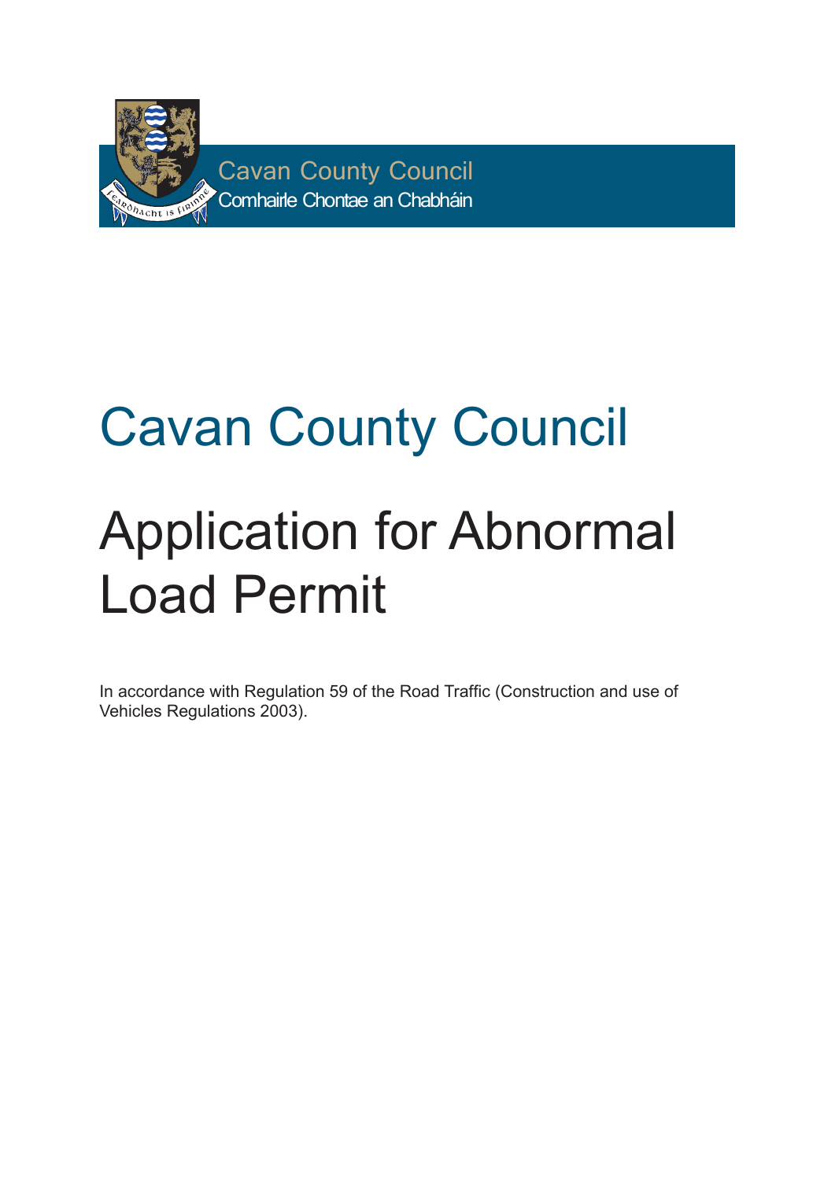Cavan County Council
Comhairle Chontae an Chabháin

# Cavan County Council

# Application for Abnormal Load Permit

In accordance with Regulation 59 of the Road Traffic (Construction and use of Vehicles Regulations 2003).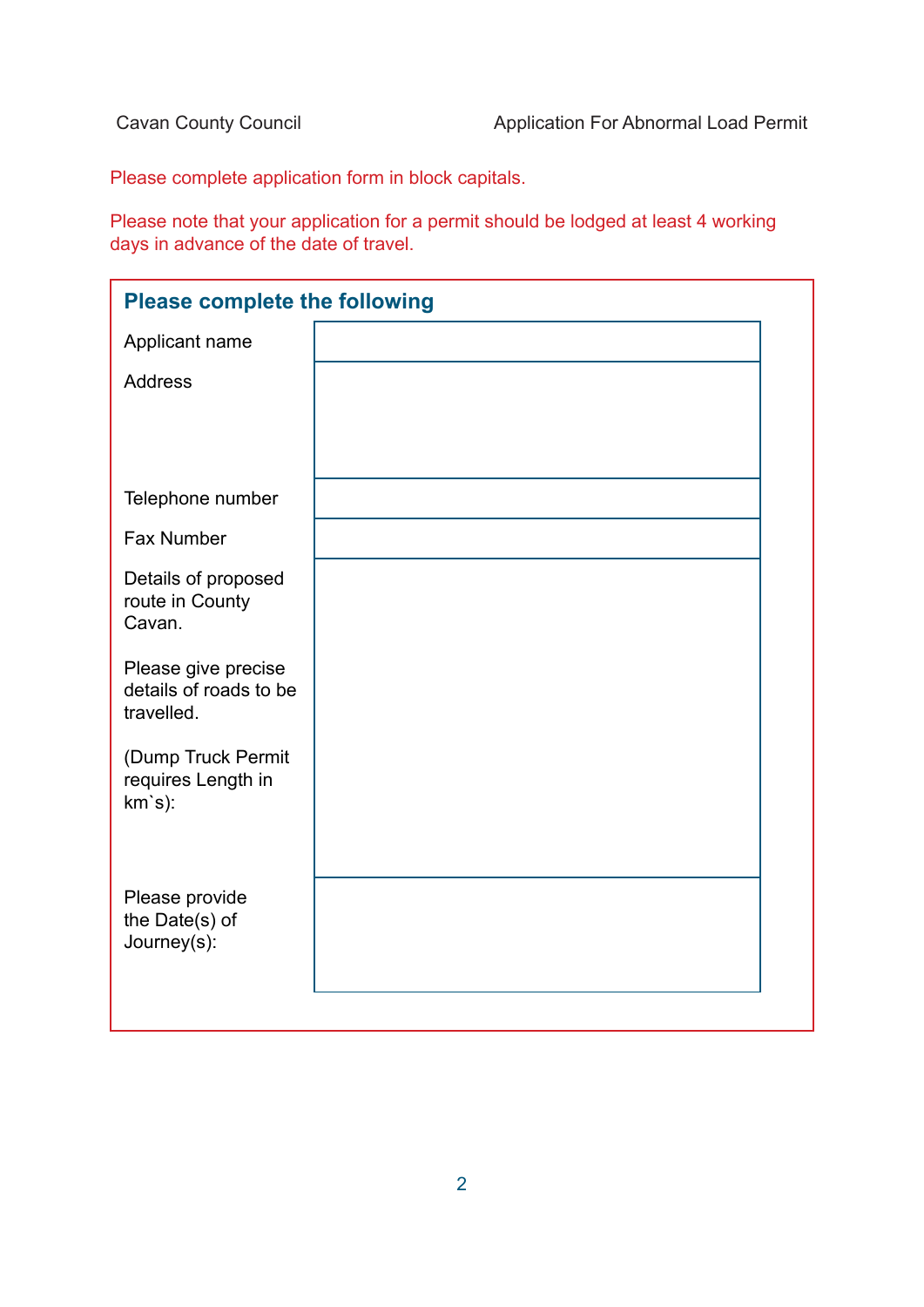Please complete application form in block capitals.

Please note that your application for a permit should be lodged at least 4 working days in advance of the date of travel.

## Please complete the following

| | |
|---|---|
| Applicant name | |
| Address | |
| Telephone number | |
| Fax Number | |
| Details of proposed route in County Cavan.<br><br>Please give precise details of roads to be travelled.<br><br>(Dump Truck Permit requires Length in km`s): | |
| Please provide the Date(s) of Journey(s): | |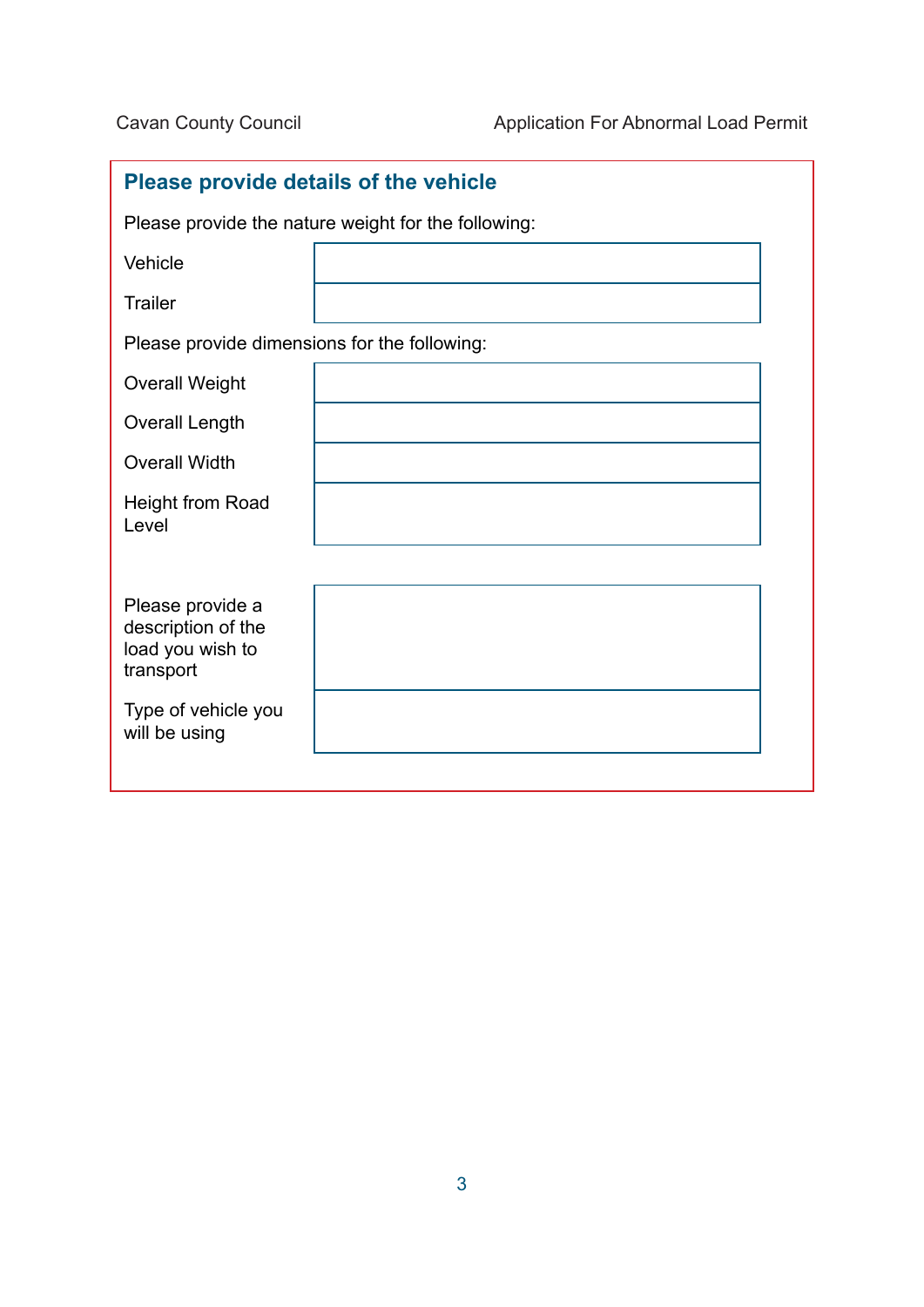## Please provide details of the vehicle

Please provide the nature weight for the following:

| | |
|---|---|
| Vehicle | |
| Trailer | |

Please provide dimensions for the following:

| | |
|---|---|
| Overall Weight | |
| Overall Length | |
| Overall Width | |
| Height from Road Level | |

| | |
|---|---|
| Please provide a description of the load you wish to transport | |
| Type of vehicle you will be using | |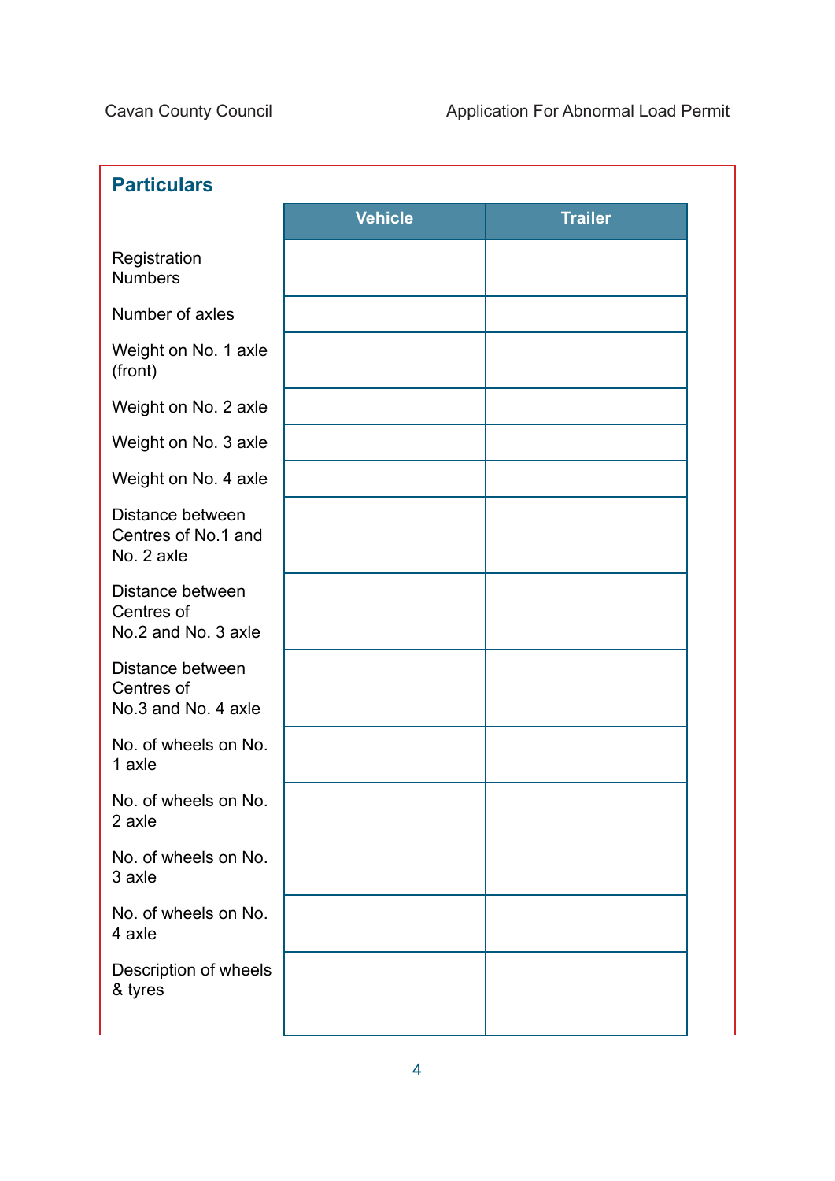## Particulars

| | Vehicle | Trailer |
|---|---|---|
| Registration Numbers | | |
| Number of axles | | |
| Weight on No. 1 axle (front) | | |
| Weight on No. 2 axle | | |
| Weight on No. 3 axle | | |
| Weight on No. 4 axle | | |
| Distance between Centres of No.1 and No. 2 axle | | |
| Distance between Centres of No.2 and No. 3 axle | | |
| Distance between Centres of No.3 and No. 4 axle | | |
| No. of wheels on No. 1 axle | | |
| No. of wheels on No. 2 axle | | |
| No. of wheels on No. 3 axle | | |
| No. of wheels on No. 4 axle | | |
| Description of wheels & tyres | | |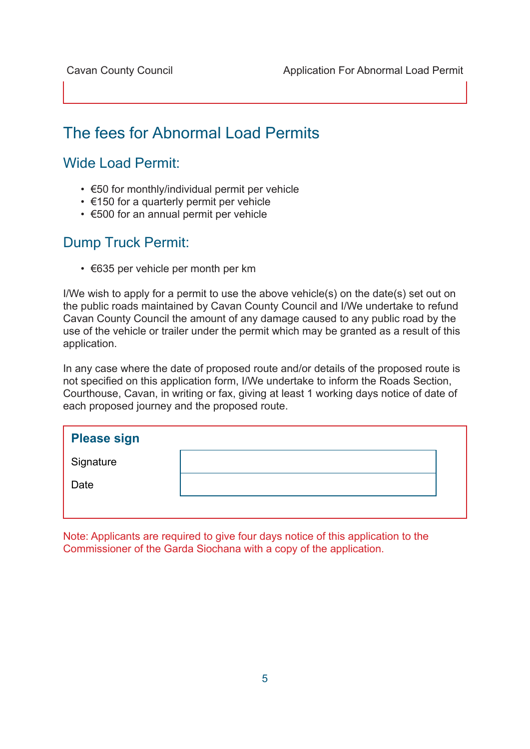## The fees for Abnormal Load Permits

### Wide Load Permit:

- €50 for monthly/individual permit per vehicle
- €150 for a quarterly permit per vehicle
- €500 for an annual permit per vehicle

### Dump Truck Permit:

- €635 per vehicle per month per km

I/We wish to apply for a permit to use the above vehicle(s) on the date(s) set out on the public roads maintained by Cavan County Council and I/We undertake to refund Cavan County Council the amount of any damage caused to any public road by the use of the vehicle or trailer under the permit which may be granted as a result of this application.

In any case where the date of proposed route and/or details of the proposed route is not specified on this application form, I/We undertake to inform the Roads Section, Courthouse, Cavan, in writing or fax, giving at least 1 working days notice of date of each proposed journey and the proposed route.

**Please sign**

| | |
|---|---|
| Signature | |
| Date | |

Note: Applicants are required to give four days notice of this application to the Commissioner of the Garda Siochana with a copy of the application.